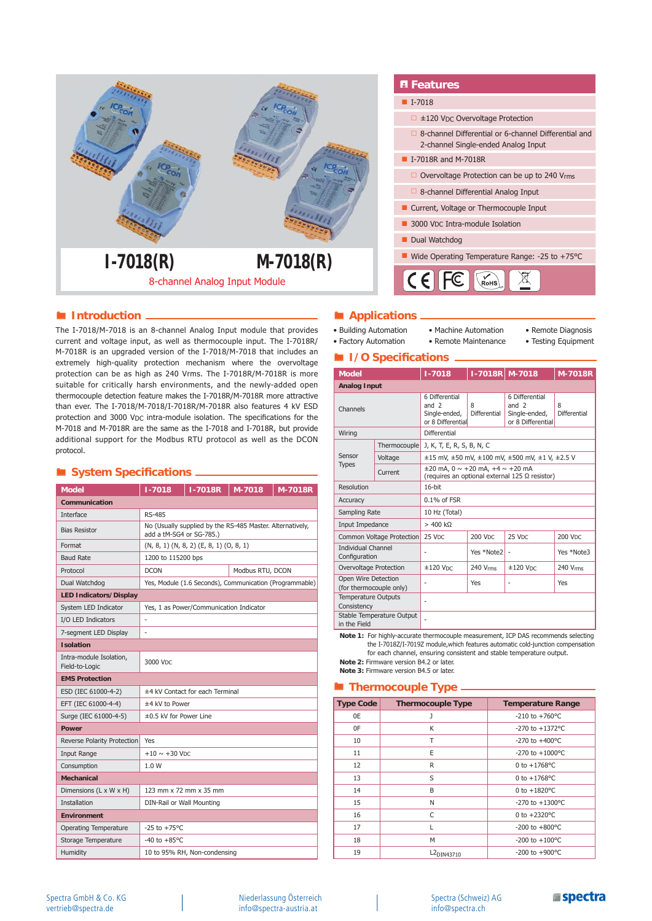# I-7018(R) M-7018(R)

8-channel Analog Input Module

## Features

- I-7018
  - ±120 VDC Overvoltage Protection
  - 8-channel Differential or 6-channel Differential and 2-channel Single-ended Analog Input
- I-7018R and M-7018R
  - Overvoltage Protection can be up to 240 Vrms
  - 8-channel Differential Analog Input
- Current, Voltage or Thermocouple Input
- 3000 VDC Intra-module Isolation
- Dual Watchdog
- Wide Operating Temperature Range: -25 to +75°C

## Introduction

The I-7018/M-7018 is an 8-channel Analog Input module that provides current and voltage input, as well as thermocouple input. The I-7018R/M-7018R is an upgraded version of the I-7018/M-7018 that includes an extremely high-quality protection mechanism where the overvoltage protection can be as high as 240 Vrms. The I-7018R/M-7018R is more suitable for critically harsh environments, and the newly-added open thermocouple detection feature makes the I-7018R/M-7018R more attractive than ever. The I-7018/M-7018/I-7018R/M-7018R also features 4 kV ESD protection and 3000 VDC intra-module isolation. The specifications for the M-7018 and M-7018R are the same as the I-7018 and I-7018R, but provide additional support for the Modbus RTU protocol as well as the DCON protocol.

## System Specifications

| Model | I-7018 | I-7018R | M-7018 | M-7018R |
|---|---|---|---|---|
| **Communication** | | | | |
| Interface | RS-485 | | | |
| Bias Resistor | No (Usually supplied by the RS-485 Master. Alternatively, add a tM-SG4 or SG-785.) | | | |
| Format | (N, 8, 1) (N, 8, 2) (E, 8, 1) (O, 8, 1) | | | |
| Baud Rate | 1200 to 115200 bps | | | |
| Protocol | DCON | | Modbus RTU, DCON | |
| Dual Watchdog | Yes, Module (1.6 Seconds), Communication (Programmable) | | | |
| **LED Indicators/ Display** | | | | |
| System LED Indicator | Yes, 1 as Power/Communication Indicator | | | |
| I/O LED Indicators | - | | | |
| 7-segment LED Display | - | | | |
| **Isolation** | | | | |
| Intra-module Isolation, Field-to-Logic | 3000 VDC | | | |
| **EMS Protection** | | | | |
| ESD (IEC 61000-4-2) | ±4 kV Contact for each Terminal | | | |
| EFT (IEC 61000-4-4) | ±4 kV to Power | | | |
| Surge (IEC 61000-4-5) | ±0.5 kV for Power Line | | | |
| **Power** | | | | |
| Reverse Polarity Protection | Yes | | | |
| Input Range | +10 ~ +30 VDC | | | |
| Consumption | 1.0 W | | | |
| **Mechanical** | | | | |
| Dimensions (L x W x H) | 123 mm x 72 mm x 35 mm | | | |
| Installation | DIN-Rail or Wall Mounting | | | |
| **Environment** | | | | |
| Operating Temperature | -25 to +75°C | | | |
| Storage Temperature | -40 to +85°C | | | |
| Humidity | 10 to 95% RH, Non-condensing | | | |

## Applications

- Building Automation
- Factory Automation
- Machine Automation
- Remote Maintenance
- Remote Diagnosis
- Testing Equipment

## I/O Specifications

| Model | | I-7018 | I-7018R | M-7018 | M-7018R |
|---|---|---|---|---|---|
| **Analog Input** | | | | | |
| Channels | | 6 Differential and 2 Single-ended, or 8 Differential | 8 Differential | 6 Differential and 2 Single-ended, or 8 Differential | 8 Differential |
| Wiring | | Differential | | | |
| Sensor Types | Thermocouple | J, K, T, E, R, S, B, N, C | | | |
| | Voltage | ±15 mV, ±50 mV, ±100 mV, ±500 mV, ±1 V, ±2.5 V | | | |
| | Current | ±20 mA, 0 ~ +20 mA, +4 ~ +20 mA (requires an optional external 125 Ω resistor) | | | |
| Resolution | | 16-bit | | | |
| Accuracy | | 0.1% of FSR | | | |
| Sampling Rate | | 10 Hz (Total) | | | |
| Input Impedance | | > 400 kΩ | | | |
| Common Voltage Protection | | 25 VDC | 200 VDC | 25 VDC | 200 VDC |
| Individual Channel Configuration | | - | Yes *Note2 | - | Yes *Note3 |
| Overvoltage Protection | | ±120 VDC | 240 Vrms | ±120 VDC | 240 Vrms |
| Open Wire Detection (for thermocouple only) | | - | Yes | - | Yes |
| Temperature Outputs Consistency | | - | | | |
| Stable Temperature Output in the Field | | - | | | |

**Note 1:** For highly-accurate thermocouple measurement, ICP DAS recommends selecting the I-7018Z/I-7019Z module,which features automatic cold-junction compensation for each channel, ensuring consistent and stable temperature output.
**Note 2:** Firmware version B4.2 or later.
**Note 3:** Firmware version B4.5 or later.

## Thermocouple Type

| Type Code | Thermocouple Type | Temperature Range |
|---|---|---|
| 0E | J | -210 to +760°C |
| 0F | K | -270 to +1372°C |
| 10 | T | -270 to +400°C |
| 11 | E | -270 to +1000°C |
| 12 | R | 0 to +1768°C |
| 13 | S | 0 to +1768°C |
| 14 | B | 0 to +1820°C |
| 15 | N | -270 to +1300°C |
| 16 | C | 0 to +2320°C |
| 17 | L | -200 to +800°C |
| 18 | M | -200 to +100°C |
| 19 | $L2_{DIN43710}$ | -200 to +900°C |

Spectra GmbH & Co. KG
vertrieb@spectra.de

Niederlassung Österreich
info@spectra-austria.at

Spectra (Schweiz) AG
info@spectra.ch

spectra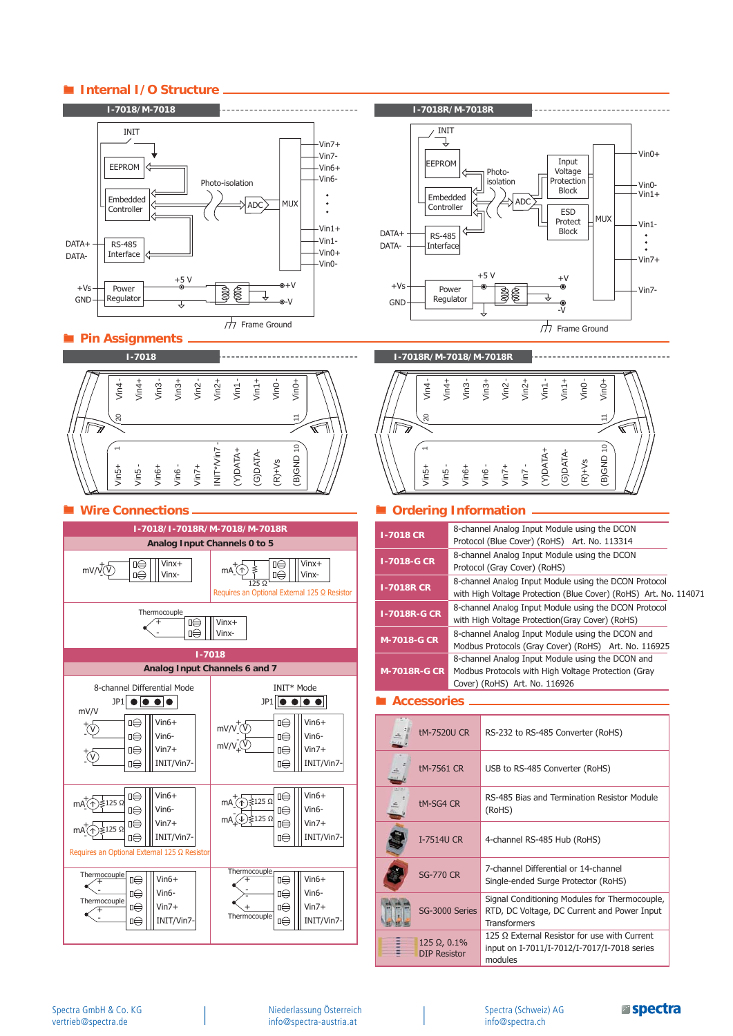## Internal I/O Structure

### I-7018/M-7018

INIT
EEPROM
Embedded Controller
RS-485 Interface
DATA+
DATA-
Photo-isolation
ADC
MUX
Vin7+
Vin7-
Vin6+
Vin6-
Vin1+
Vin1-
Vin0+
Vin0-
+Vs
GND
Power Regulator
+5 V
+V
-V
Frame Ground

### I-7018R/M-7018R

INIT
EEPROM
Embedded Controller
RS-485 Interface
DATA+
DATA-
Photo-isolation
ADC
Input Voltage Protection Block
ESD Protect Block
MUX
Vin0+
Vin0-
Vin1+
Vin1-
Vin7+
Vin7-
+Vs
GND
Power Regulator
+5 V
+V
-V
Frame Ground

## Pin Assignments

### I-7018

Pins 20–11: Vin4-, Vin4+, Vin3-, Vin3+, Vin2-, Vin2+, Vin1-, Vin1+, Vin0-, Vin0+

Pins 1–10: Vin5+, Vin5-, Vin6+, Vin6-, Vin7+, INIT*/Vin7-, (Y)DATA+, (G)DATA-, (R)+Vs, (B)GND

### I-7018R/M-7018/M-7018R

Pins 20–11: Vin4-, Vin4+, Vin3-, Vin3+, Vin2-, Vin2+, Vin1-, Vin1+, Vin0-, Vin0+

Pins 1–10: Vin5+, Vin5-, Vin6+, Vin6-, Vin7+, Vin7-, (Y)DATA+, (G)DATA-, (R)+Vs, (B)GND

## Wire Connections

### I-7018/I-7018R/M-7018/M-7018R

**Analog Input Channels 0 to 5**

mV/V — Vinx+, Vinx-

mA — 125 Ω — Vinx+, Vinx-
Requires an Optional External 125 Ω Resistor

Thermocouple — Vinx+, Vinx-

### I-7018

**Analog Input Channels 6 and 7**

8-channel Differential Mode — JP1 — mV/V — Vin6+, Vin6-, Vin7+, INIT/Vin7-

INIT* Mode — JP1 — mV/V — Vin6+, Vin6-, Vin7+, INIT/Vin7-

mA — 125 Ω — Vin6+, Vin6-, Vin7+, INIT/Vin7-
Requires an Optional External 125 Ω Resistor

Thermocouple — Vin6+, Vin6-, Vin7+, INIT/Vin7-

## Ordering Information

| | |
|---|---|
| I-7018 CR | 8-channel Analog Input Module using the DCON Protocol (Blue Cover) (RoHS) Art. No. 113314 |
| I-7018-G CR | 8-channel Analog Input Module using the DCON Protocol (Gray Cover) (RoHS) |
| I-7018R CR | 8-channel Analog Input Module using the DCON Protocol with High Voltage Protection (Blue Cover) (RoHS) Art. No. 114071 |
| I-7018R-G CR | 8-channel Analog Input Module using the DCON Protocol with High Voltage Protection(Gray Cover) (RoHS) |
| M-7018-G CR | 8-channel Analog Input Module using the DCON and Modbus Protocols (Gray Cover) (RoHS) Art. No. 116925 |
| M-7018R-G CR | 8-channel Analog Input Module using the DCON and Modbus Protocols with High Voltage Protection (Gray Cover) (RoHS) Art. No. 116926 |

## Accessories

| | |
|---|---|
| tM-7520U CR | RS-232 to RS-485 Converter (RoHS) |
| tM-7561 CR | USB to RS-485 Converter (RoHS) |
| tM-SG4 CR | RS-485 Bias and Termination Resistor Module (RoHS) |
| I-7514U CR | 4-channel RS-485 Hub (RoHS) |
| SG-770 CR | 7-channel Differential or 14-channel Single-ended Surge Protector (RoHS) |
| SG-3000 Series | Signal Conditioning Modules for Thermocouple, RTD, DC Voltage, DC Current and Power Input Transformers |
| 125 Ω, 0.1% DIP Resistor | 125 Ω External Resistor for use with Current input on I-7011/I-7012/I-7017/I-7018 series modules |

Spectra GmbH & Co. KG
vertrieb@spectra.de

Niederlassung Österreich
info@spectra-austria.at

Spectra (Schweiz) AG
info@spectra.ch

spectra